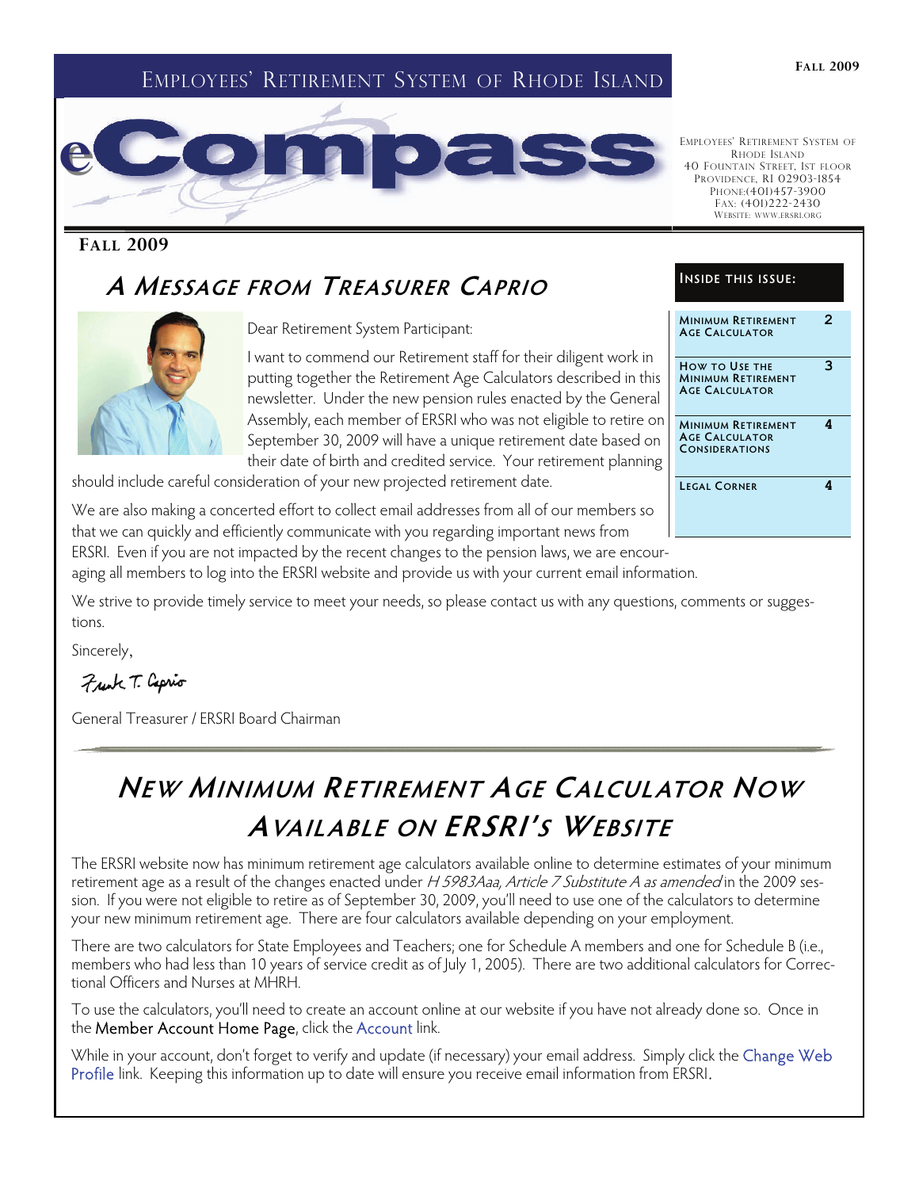# Employees' Retirement System of Rhode Island

# eCompass

Employees' Retirement System of Rhode Island
40 Fountain Street, 1st floor
Providence, RI 02903-1854
Phone:(401)457-3900
Fax: (401)222-2430
Website: www.ersri.org

**Fall 2009**

| Inside this issue: | |
|---|---|
| Minimum Retirement Age Calculator | 2 |
| How to Use the Minimum Retirement Age Calculator | 3 |
| Minimum Retirement Age Calculator Considerations | 4 |
| Legal Corner | 4 |

## *A Message from Treasurer Caprio*

Dear Retirement System Participant:

I want to commend our Retirement staff for their diligent work in putting together the Retirement Age Calculators described in this newsletter. Under the new pension rules enacted by the General Assembly, each member of ERSRI who was not eligible to retire on September 30, 2009 will have a unique retirement date based on their date of birth and credited service. Your retirement planning should include careful consideration of your new projected retirement date.

We are also making a concerted effort to collect email addresses from all of our members so that we can quickly and efficiently communicate with you regarding important news from ERSRI. Even if you are not impacted by the recent changes to the pension laws, we are encouraging all members to log into the ERSRI website and provide us with your current email information.

We strive to provide timely service to meet your needs, so please contact us with any questions, comments or suggestions.

Sincerely,

Frank T. Caprio

General Treasurer / ERSRI Board Chairman

## *New Minimum Retirement Age Calculator Now Available on ERSRI's Website*

The ERSRI website now has minimum retirement age calculators available online to determine estimates of your minimum retirement age as a result of the changes enacted under *H 5983Aaa, Article 7 Substitute A as amended* in the 2009 session. If you were not eligible to retire as of September 30, 2009, you'll need to use one of the calculators to determine your new minimum retirement age. There are four calculators available depending on your employment.

There are two calculators for State Employees and Teachers; one for Schedule A members and one for Schedule B (i.e., members who had less than 10 years of service credit as of July 1, 2005). There are two additional calculators for Correctional Officers and Nurses at MHRH.

To use the calculators, you'll need to create an account online at our website if you have not already done so. Once in the Member Account Home Page, click the Account link.

While in your account, don't forget to verify and update (if necessary) your email address. Simply click the Change Web Profile link. Keeping this information up to date will ensure you receive email information from ERSRI.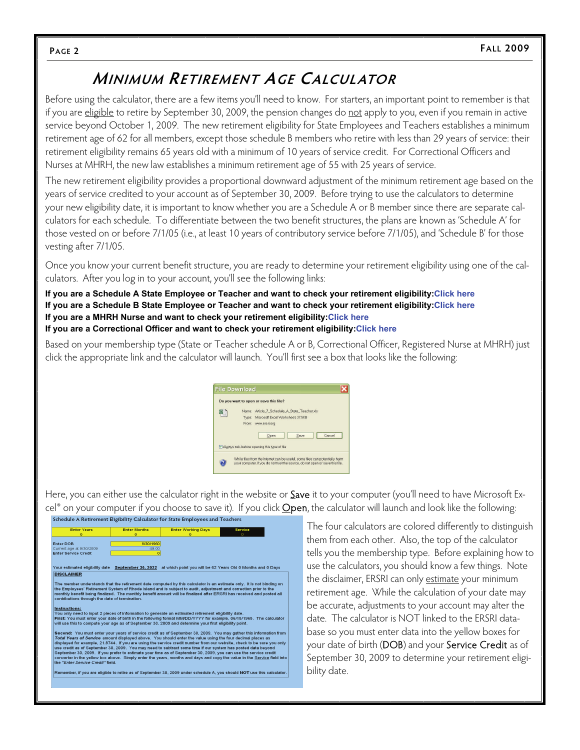# Minimum Retirement Age Calculator

Before using the calculator, there are a few items you'll need to know. For starters, an important point to remember is that if you are eligible to retire by September 30, 2009, the pension changes do not apply to you, even if you remain in active service beyond October 1, 2009. The new retirement eligibility for State Employees and Teachers establishes a minimum retirement age of 62 for all members, except those schedule B members who retire with less than 29 years of service: their retirement eligibility remains 65 years old with a minimum of 10 years of service credit. For Correctional Officers and Nurses at MHRH, the new law establishes a minimum retirement age of 55 with 25 years of service.

The new retirement eligibility provides a proportional downward adjustment of the minimum retirement age based on the years of service credited to your account as of September 30, 2009. Before trying to use the calculators to determine your new eligibility date, it is important to know whether you are a Schedule A or B member since there are separate calculators for each schedule. To differentiate between the two benefit structures, the plans are known as 'Schedule A' for those vested on or before 7/1/05 (i.e., at least 10 years of contributory service before 7/1/05), and 'Schedule B' for those vesting after 7/1/05.

Once you know your current benefit structure, you are ready to determine your retirement eligibility using one of the calculators. After you log in to your account, you'll see the following links:

**If you are a Schedule A State Employee or Teacher and want to check your retirement eligibility:Click here**
**If you are a Schedule B State Employee or Teacher and want to check your retirement eligibility:Click here**
**If you are a MHRH Nurse and want to check your retirement eligibility:Click here**
**If you are a Correctional Officer and want to check your retirement eligibility:Click here**

Based on your membership type (State or Teacher schedule A or B, Correctional Officer, Registered Nurse at MHRH) just click the appropriate link and the calculator will launch. You'll first see a box that looks like the following:

Here, you can either use the calculator right in the website or Save it to your computer (you'll need to have Microsoft Excel® on your computer if you choose to save it). If you click Open, the calculator will launch and look like the following:

The four calculators are colored differently to distinguish them from each other. Also, the top of the calculator tells you the membership type. Before explaining how to use the calculators, you should know a few things. Note the disclaimer, ERSRI can only estimate your minimum retirement age. While the calculation of your date may be accurate, adjustments to your account may alter the date. The calculator is NOT linked to the ERSRI database so you must enter data into the yellow boxes for your date of birth (DOB) and your Service Credit as of September 30, 2009 to determine your retirement eligibility date.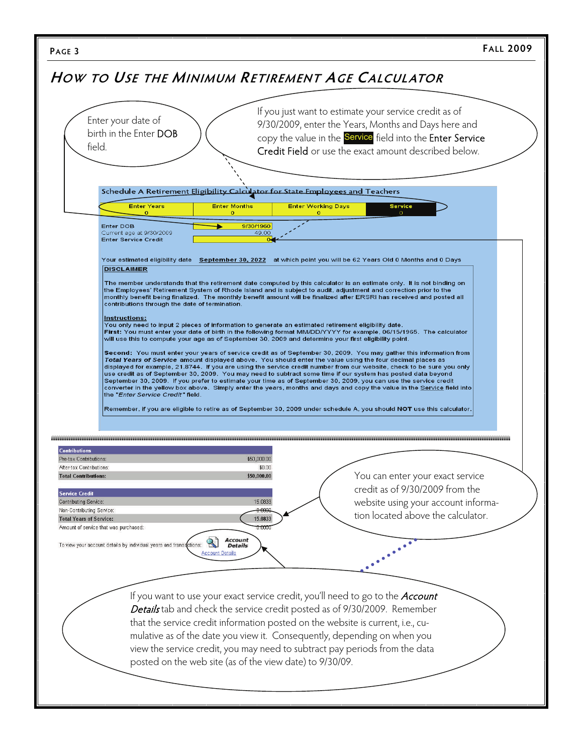# How to Use the Minimum Retirement Age Calculator

Enter your date of birth in the Enter **DOB** field.

If you just want to estimate your service credit as of 9/30/2009, enter the Years, Months and Days here and copy the value in the **Service** field into the **Enter Service Credit Field** or use the exact amount described below.

**Schedule A Retirement Eligibility Calculator for State Employees and Teachers**

| Enter Years | Enter Months | Enter Working Days | Service |
|---|---|---|---|
| 0 | 0 | 0 | 0 |

| | |
|---|---|
| Enter DOB | 9/30/1960 |
| Current age at 9/30/2009 | 49.00 |
| Enter Service Credit | 0 |

Your estimated eligibility date **September 30, 2022** at which point you will be 62 Years Old 0 Months and 0 Days

**DISCLAIMER**

The member understands that the retirement date computed by this calculator is an estimate only. It is not binding on the Employees' Retirement System of Rhode Island and is subject to audit, adjustment and correction prior to the monthly benefit being finalized. The monthly benefit amount will be finalized after ERSRI has received and posted all contributions through the date of termination.

**Instructions:**

You only need to input 2 pieces of information to generate an estimated retirement eligibility date.

**First:** You must enter your date of birth in the following format MM/DD/YYYY for example, 06/15/1965. The calculator will use this to compute your age as of September 30, 2009 and determine your first eligibility point.

**Second:** You must enter your years of service credit as of September 30, 2009. You may gather this information from ***Total Years of Service*** amount displayed above. You should enter the value using the four decimal places as displayed for example, 21.8744. If you are using the service credit number from our website, check to be sure you only use credit as of September 30, 2009. You may need to subtract some time if our system has posted data beyond September 30, 2009. If you prefer to estimate your time as of September 30, 2009, you can use the service credit converter in the yellow box above. Simply enter the years, months and days and copy the value in the Service field into the "*Enter Service Credit*" field.

Remember, if you are eligible to retire as of September 30, 2009 under schedule A, you should **NOT** use this calculator.

| Contributions | |
|---|---|
| Pre-tax Contributions: | $50,000.00 |
| After-tax Contributions: | $0.00 |
| **Total Contributions:** | **$50,000.00** |

| Service Credit | |
|---|---|
| Contributing Service: | 15.0833 |
| Non-Contributing Service: | 0.0000 |
| **Total Years of Service:** | **15.0833** |
| Amount of service that was purchased: | 0.0000 |

To view your account details by individual years and transactions: Account Details

You can enter your exact service credit as of 9/30/2009 from the website using your account information located above the calculator.

If you want to use your exact service credit, you'll need to go to the ***Account Details*** tab and check the service credit posted as of 9/30/2009. Remember that the service credit information posted on the website is current, i.e., cumulative as of the date you view it. Consequently, depending on when you view the service credit, you may need to subtract pay periods from the data posted on the web site (as of the view date) to 9/30/09.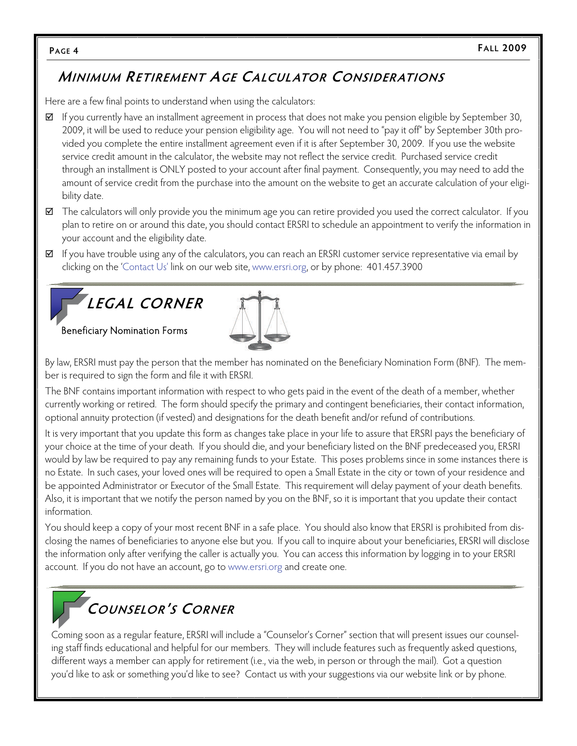## *Minimum Retirement Age Calculator Considerations*

Here are a few final points to understand when using the calculators:

- ☑ If you currently have an installment agreement in process that does not make you pension eligible by September 30, 2009, it will be used to reduce your pension eligibility age. You will not need to "pay it off" by September 30th provided you complete the entire installment agreement even if it is after September 30, 2009. If you use the website service credit amount in the calculator, the website may not reflect the service credit. Purchased service credit through an installment is ONLY posted to your account after final payment. Consequently, you may need to add the amount of service credit from the purchase into the amount on the website to get an accurate calculation of your eligibility date.
- ☑ The calculators will only provide you the minimum age you can retire provided you used the correct calculator. If you plan to retire on or around this date, you should contact ERSRI to schedule an appointment to verify the information in your account and the eligibility date.
- ☑ If you have trouble using any of the calculators, you can reach an ERSRI customer service representative via email by clicking on the 'Contact Us' link on our web site, www.ersri.org, or by phone: 401.457.3900

## *Legal Corner*

### Beneficiary Nomination Forms

By law, ERSRI must pay the person that the member has nominated on the Beneficiary Nomination Form (BNF). The member is required to sign the form and file it with ERSRI.

The BNF contains important information with respect to who gets paid in the event of the death of a member, whether currently working or retired. The form should specify the primary and contingent beneficiaries, their contact information, optional annuity protection (if vested) and designations for the death benefit and/or refund of contributions.

It is very important that you update this form as changes take place in your life to assure that ERSRI pays the beneficiary of your choice at the time of your death. If you should die, and your beneficiary listed on the BNF predeceased you, ERSRI would by law be required to pay any remaining funds to your Estate. This poses problems since in some instances there is no Estate. In such cases, your loved ones will be required to open a Small Estate in the city or town of your residence and be appointed Administrator or Executor of the Small Estate. This requirement will delay payment of your death benefits. Also, it is important that we notify the person named by you on the BNF, so it is important that you update their contact information.

You should keep a copy of your most recent BNF in a safe place. You should also know that ERSRI is prohibited from disclosing the names of beneficiaries to anyone else but you. If you call to inquire about your beneficiaries, ERSRI will disclose the information only after verifying the caller is actually you. You can access this information by logging in to your ERSRI account. If you do not have an account, go to www.ersri.org and create one.

## *Counselor's Corner*

Coming soon as a regular feature, ERSRI will include a "Counselor's Corner" section that will present issues our counseling staff finds educational and helpful for our members. They will include features such as frequently asked questions, different ways a member can apply for retirement (i.e., via the web, in person or through the mail). Got a question you'd like to ask or something you'd like to see? Contact us with your suggestions via our website link or by phone.